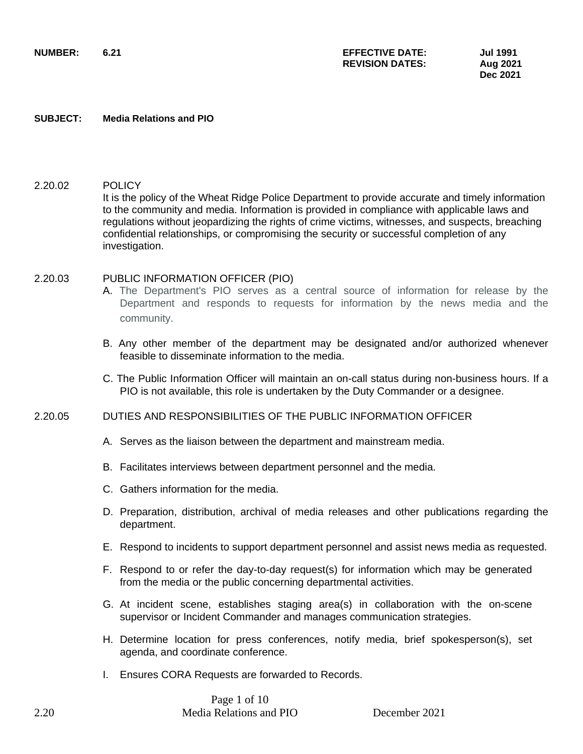**NUMBER:** 6.21

**EFFECTIVE DATE:** Jul 1991
**REVISION DATES:** Aug 2021
Dec 2021

**SUBJECT:** **Media Relations and PIO**

2.20.02 POLICY

It is the policy of the Wheat Ridge Police Department to provide accurate and timely information to the community and media. Information is provided in compliance with applicable laws and regulations without jeopardizing the rights of crime victims, witnesses, and suspects, breaching confidential relationships, or compromising the security or successful completion of any investigation.

2.20.03 PUBLIC INFORMATION OFFICER (PIO)

A. The Department's PIO serves as a central source of information for release by the Department and responds to requests for information by the news media and the community.

B. Any other member of the department may be designated and/or authorized whenever feasible to disseminate information to the media.

C. The Public Information Officer will maintain an on-call status during non-business hours. If a PIO is not available, this role is undertaken by the Duty Commander or a designee.

2.20.05 DUTIES AND RESPONSIBILITIES OF THE PUBLIC INFORMATION OFFICER

A. Serves as the liaison between the department and mainstream media.

B. Facilitates interviews between department personnel and the media.

C. Gathers information for the media.

D. Preparation, distribution, archival of media releases and other publications regarding the department.

E. Respond to incidents to support department personnel and assist news media as requested.

F. Respond to or refer the day-to-day request(s) for information which may be generated from the media or the public concerning departmental activities.

G. At incident scene, establishes staging area(s) in collaboration with the on-scene supervisor or Incident Commander and manages communication strategies.

H. Determine location for press conferences, notify media, brief spokesperson(s), set agenda, and coordinate conference.

I. Ensures CORA Requests are forwarded to Records.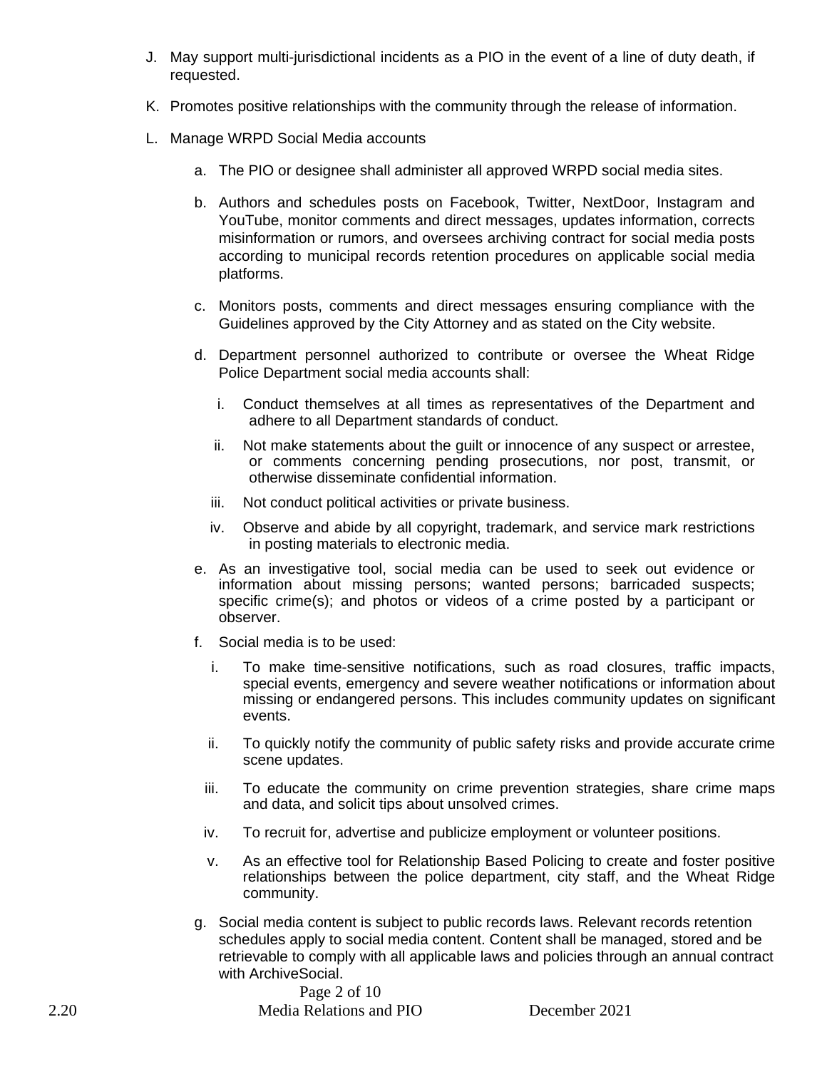J. May support multi-jurisdictional incidents as a PIO in the event of a line of duty death, if requested.

K. Promotes positive relationships with the community through the release of information.

L. Manage WRPD Social Media accounts

   a. The PIO or designee shall administer all approved WRPD social media sites.

   b. Authors and schedules posts on Facebook, Twitter, NextDoor, Instagram and YouTube, monitor comments and direct messages, updates information, corrects misinformation or rumors, and oversees archiving contract for social media posts according to municipal records retention procedures on applicable social media platforms.

   c. Monitors posts, comments and direct messages ensuring compliance with the Guidelines approved by the City Attorney and as stated on the City website.

   d. Department personnel authorized to contribute or oversee the Wheat Ridge Police Department social media accounts shall:

      i. Conduct themselves at all times as representatives of the Department and adhere to all Department standards of conduct.

      ii. Not make statements about the guilt or innocence of any suspect or arrestee, or comments concerning pending prosecutions, nor post, transmit, or otherwise disseminate confidential information.

      iii. Not conduct political activities or private business.

      iv. Observe and abide by all copyright, trademark, and service mark restrictions in posting materials to electronic media.

   e. As an investigative tool, social media can be used to seek out evidence or information about missing persons; wanted persons; barricaded suspects; specific crime(s); and photos or videos of a crime posted by a participant or observer.

   f. Social media is to be used:

      i. To make time-sensitive notifications, such as road closures, traffic impacts, special events, emergency and severe weather notifications or information about missing or endangered persons. This includes community updates on significant events.

      ii. To quickly notify the community of public safety risks and provide accurate crime scene updates.

      iii. To educate the community on crime prevention strategies, share crime maps and data, and solicit tips about unsolved crimes.

      iv. To recruit for, advertise and publicize employment or volunteer positions.

      v. As an effective tool for Relationship Based Policing to create and foster positive relationships between the police department, city staff, and the Wheat Ridge community.

   g. Social media content is subject to public records laws. Relevant records retention schedules apply to social media content. Content shall be managed, stored and be retrievable to comply with all applicable laws and policies through an annual contract with ArchiveSocial.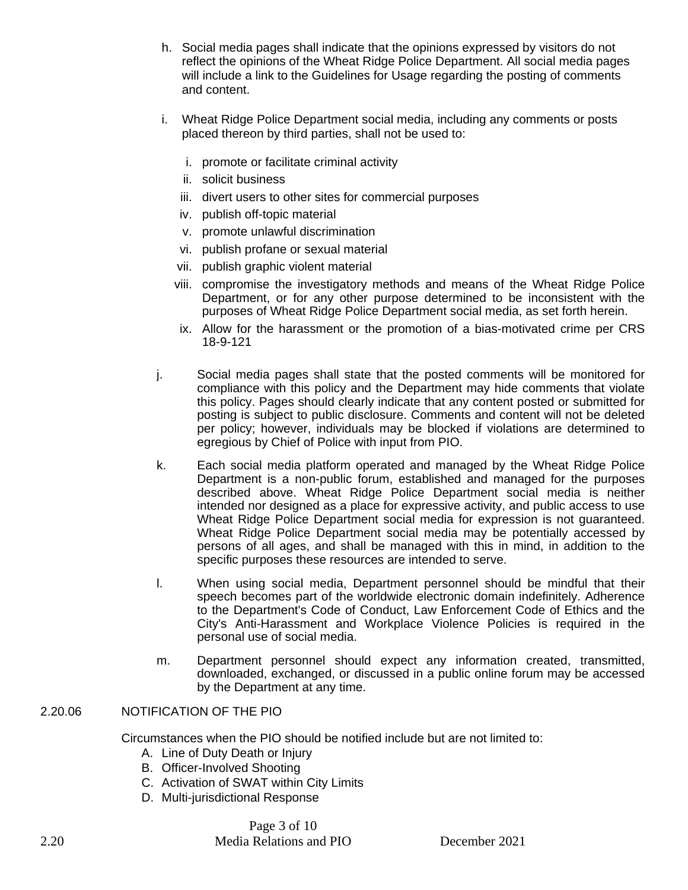h. Social media pages shall indicate that the opinions expressed by visitors do not reflect the opinions of the Wheat Ridge Police Department. All social media pages will include a link to the Guidelines for Usage regarding the posting of comments and content.

i. Wheat Ridge Police Department social media, including any comments or posts placed thereon by third parties, shall not be used to:

   i. promote or facilitate criminal activity
   ii. solicit business
   iii. divert users to other sites for commercial purposes
   iv. publish off-topic material
   v. promote unlawful discrimination
   vi. publish profane or sexual material
   vii. publish graphic violent material
   viii. compromise the investigatory methods and means of the Wheat Ridge Police Department, or for any other purpose determined to be inconsistent with the purposes of Wheat Ridge Police Department social media, as set forth herein.
   ix. Allow for the harassment or the promotion of a bias-motivated crime per CRS 18-9-121

j. Social media pages shall state that the posted comments will be monitored for compliance with this policy and the Department may hide comments that violate this policy. Pages should clearly indicate that any content posted or submitted for posting is subject to public disclosure. Comments and content will not be deleted per policy; however, individuals may be blocked if violations are determined to egregious by Chief of Police with input from PIO.

k. Each social media platform operated and managed by the Wheat Ridge Police Department is a non-public forum, established and managed for the purposes described above. Wheat Ridge Police Department social media is neither intended nor designed as a place for expressive activity, and public access to use Wheat Ridge Police Department social media for expression is not guaranteed. Wheat Ridge Police Department social media may be potentially accessed by persons of all ages, and shall be managed with this in mind, in addition to the specific purposes these resources are intended to serve.

l. When using social media, Department personnel should be mindful that their speech becomes part of the worldwide electronic domain indefinitely. Adherence to the Department's Code of Conduct, Law Enforcement Code of Ethics and the City's Anti-Harassment and Workplace Violence Policies is required in the personal use of social media.

m. Department personnel should expect any information created, transmitted, downloaded, exchanged, or discussed in a public online forum may be accessed by the Department at any time.

## 2.20.06 NOTIFICATION OF THE PIO

Circumstances when the PIO should be notified include but are not limited to:

A. Line of Duty Death or Injury
B. Officer-Involved Shooting
C. Activation of SWAT within City Limits
D. Multi-jurisdictional Response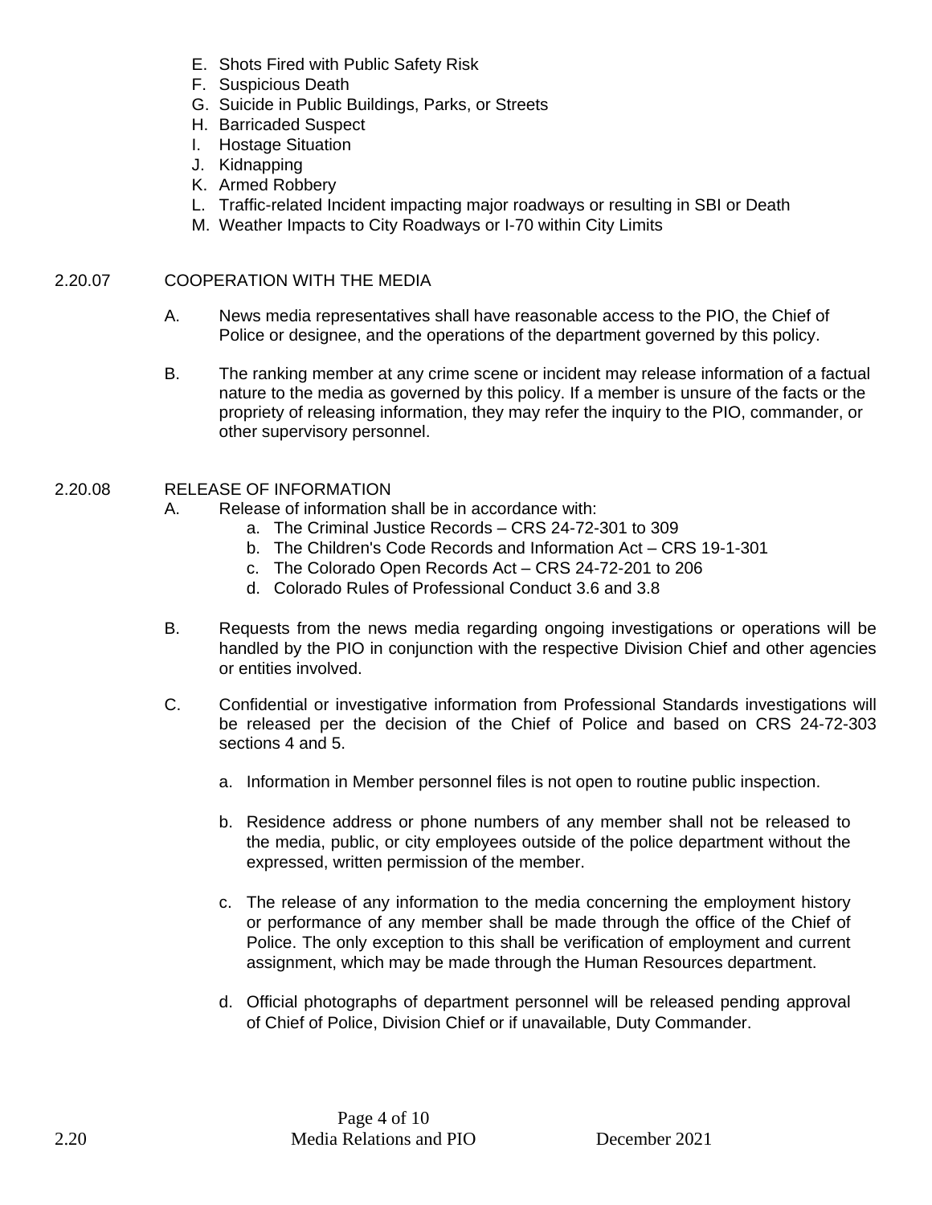E. Shots Fired with Public Safety Risk
F. Suspicious Death
G. Suicide in Public Buildings, Parks, or Streets
H. Barricaded Suspect
I. Hostage Situation
J. Kidnapping
K. Armed Robbery
L. Traffic-related Incident impacting major roadways or resulting in SBI or Death
M. Weather Impacts to City Roadways or I-70 within City Limits

## 2.20.07 COOPERATION WITH THE MEDIA

A. News media representatives shall have reasonable access to the PIO, the Chief of Police or designee, and the operations of the department governed by this policy.

B. The ranking member at any crime scene or incident may release information of a factual nature to the media as governed by this policy. If a member is unsure of the facts or the propriety of releasing information, they may refer the inquiry to the PIO, commander, or other supervisory personnel.

## 2.20.08 RELEASE OF INFORMATION

A. Release of information shall be in accordance with:

  a. The Criminal Justice Records – CRS 24-72-301 to 309
  b. The Children's Code Records and Information Act – CRS 19-1-301
  c. The Colorado Open Records Act – CRS 24-72-201 to 206
  d. Colorado Rules of Professional Conduct 3.6 and 3.8

B. Requests from the news media regarding ongoing investigations or operations will be handled by the PIO in conjunction with the respective Division Chief and other agencies or entities involved.

C. Confidential or investigative information from Professional Standards investigations will be released per the decision of the Chief of Police and based on CRS 24-72-303 sections 4 and 5.

  a. Information in Member personnel files is not open to routine public inspection.

  b. Residence address or phone numbers of any member shall not be released to the media, public, or city employees outside of the police department without the expressed, written permission of the member.

  c. The release of any information to the media concerning the employment history or performance of any member shall be made through the office of the Chief of Police. The only exception to this shall be verification of employment and current assignment, which may be made through the Human Resources department.

  d. Official photographs of department personnel will be released pending approval of Chief of Police, Division Chief or if unavailable, Duty Commander.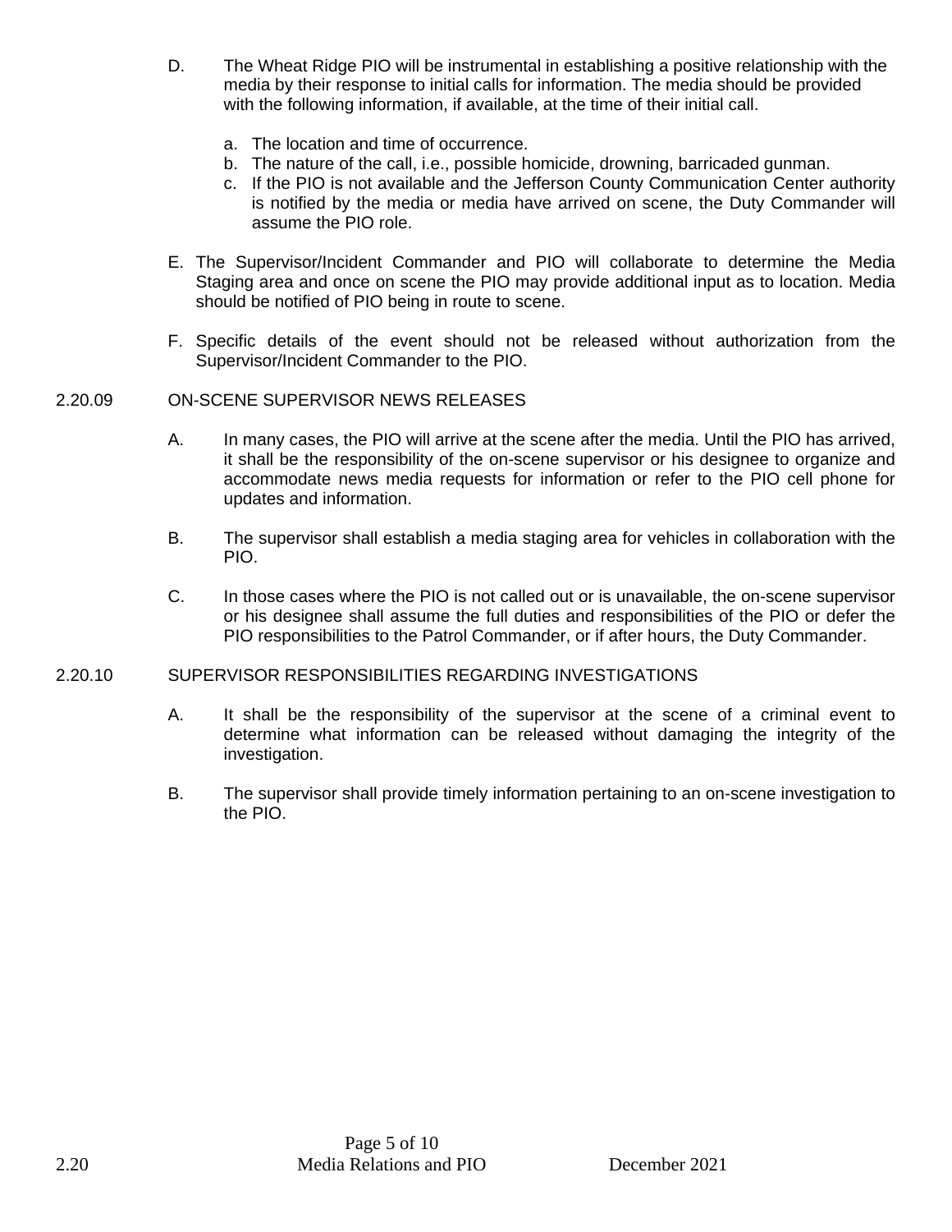D. The Wheat Ridge PIO will be instrumental in establishing a positive relationship with the media by their response to initial calls for information. The media should be provided with the following information, if available, at the time of their initial call.

   a. The location and time of occurrence.
   b. The nature of the call, i.e., possible homicide, drowning, barricaded gunman.
   c. If the PIO is not available and the Jefferson County Communication Center authority is notified by the media or media have arrived on scene, the Duty Commander will assume the PIO role.

E. The Supervisor/Incident Commander and PIO will collaborate to determine the Media Staging area and once on scene the PIO may provide additional input as to location. Media should be notified of PIO being in route to scene.

F. Specific details of the event should not be released without authorization from the Supervisor/Incident Commander to the PIO.

## 2.20.09 ON-SCENE SUPERVISOR NEWS RELEASES

A. In many cases, the PIO will arrive at the scene after the media. Until the PIO has arrived, it shall be the responsibility of the on-scene supervisor or his designee to organize and accommodate news media requests for information or refer to the PIO cell phone for updates and information.

B. The supervisor shall establish a media staging area for vehicles in collaboration with the PIO.

C. In those cases where the PIO is not called out or is unavailable, the on-scene supervisor or his designee shall assume the full duties and responsibilities of the PIO or defer the PIO responsibilities to the Patrol Commander, or if after hours, the Duty Commander.

## 2.20.10 SUPERVISOR RESPONSIBILITIES REGARDING INVESTIGATIONS

A. It shall be the responsibility of the supervisor at the scene of a criminal event to determine what information can be released without damaging the integrity of the investigation.

B. The supervisor shall provide timely information pertaining to an on-scene investigation to the PIO.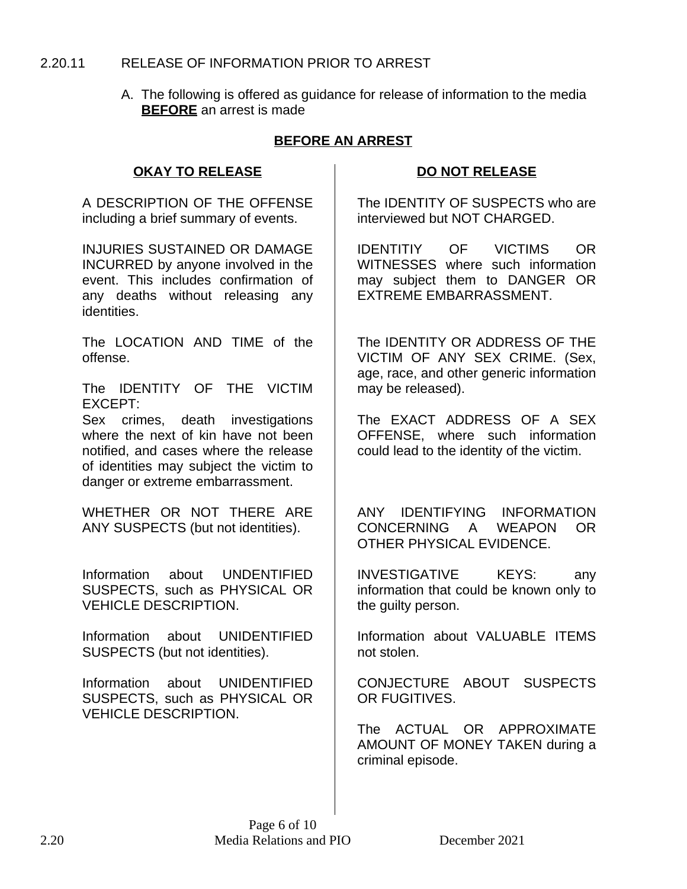## 2.20.11 RELEASE OF INFORMATION PRIOR TO ARREST

A. The following is offered as guidance for release of information to the media **BEFORE** an arrest is made

**BEFORE AN ARREST**

| **OKAY TO RELEASE** | **DO NOT RELEASE** |
|---|---|
| A DESCRIPTION OF THE OFFENSE including a brief summary of events. | The IDENTITY OF SUSPECTS who are interviewed but NOT CHARGED. |
| INJURIES SUSTAINED OR DAMAGE INCURRED by anyone involved in the event. This includes confirmation of any deaths without releasing any identities. | IDENTITIY OF VICTIMS OR WITNESSES where such information may subject them to DANGER OR EXTREME EMBARRASSMENT. |
| The LOCATION AND TIME of the offense. | The IDENTITY OR ADDRESS OF THE VICTIM OF ANY SEX CRIME. (Sex, age, race, and other generic information may be released). |
| The IDENTITY OF THE VICTIM EXCEPT: Sex crimes, death investigations where the next of kin have not been notified, and cases where the release of identities may subject the victim to danger or extreme embarrassment. | The EXACT ADDRESS OF A SEX OFFENSE, where such information could lead to the identity of the victim. |
| WHETHER OR NOT THERE ARE ANY SUSPECTS (but not identities). | ANY IDENTIFYING INFORMATION CONCERNING A WEAPON OR OTHER PHYSICAL EVIDENCE. |
| Information about UNDENTIFIED SUSPECTS, such as PHYSICAL OR VEHICLE DESCRIPTION. | INVESTIGATIVE KEYS: any information that could be known only to the guilty person. |
| Information about UNIDENTIFIED SUSPECTS (but not identities). | Information about VALUABLE ITEMS not stolen. |
| Information about UNIDENTIFIED SUSPECTS, such as PHYSICAL OR VEHICLE DESCRIPTION. | CONJECTURE ABOUT SUSPECTS OR FUGITIVES. |
| | The ACTUAL OR APPROXIMATE AMOUNT OF MONEY TAKEN during a criminal episode. |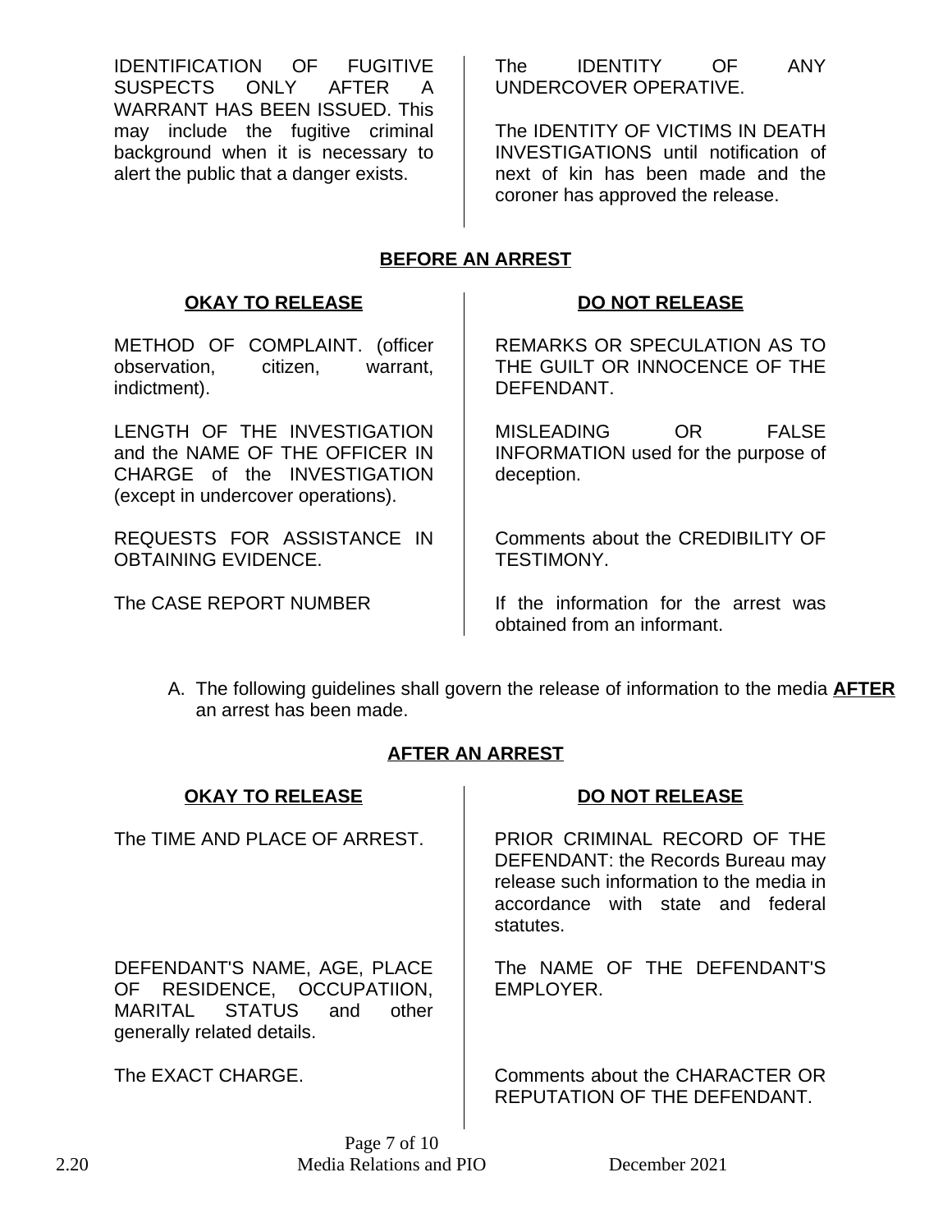| | |
|---|---|
| IDENTIFICATION OF FUGITIVE SUSPECTS ONLY AFTER A WARRANT HAS BEEN ISSUED. This may include the fugitive criminal background when it is necessary to alert the public that a danger exists. | The IDENTITY OF ANY UNDERCOVER OPERATIVE.<br><br>The IDENTITY OF VICTIMS IN DEATH INVESTIGATIONS until notification of next of kin has been made and the coroner has approved the release. |

**BEFORE AN ARREST**

| **OKAY TO RELEASE** | **DO NOT RELEASE** |
|---|---|
| METHOD OF COMPLAINT. (officer observation, citizen, warrant, indictment). | REMARKS OR SPECULATION AS TO THE GUILT OR INNOCENCE OF THE DEFENDANT. |
| LENGTH OF THE INVESTIGATION and the NAME OF THE OFFICER IN CHARGE of the INVESTIGATION (except in undercover operations). | MISLEADING OR FALSE INFORMATION used for the purpose of deception. |
| REQUESTS FOR ASSISTANCE IN OBTAINING EVIDENCE. | Comments about the CREDIBILITY OF TESTIMONY. |
| The CASE REPORT NUMBER | If the information for the arrest was obtained from an informant. |

A. The following guidelines shall govern the release of information to the media **AFTER** an arrest has been made.

**AFTER AN ARREST**

| **OKAY TO RELEASE** | **DO NOT RELEASE** |
|---|---|
| The TIME AND PLACE OF ARREST. | PRIOR CRIMINAL RECORD OF THE DEFENDANT: the Records Bureau may release such information to the media in accordance with state and federal statutes. |
| DEFENDANT'S NAME, AGE, PLACE OF RESIDENCE, OCCUPATIION, MARITAL STATUS and other generally related details. | The NAME OF THE DEFENDANT'S EMPLOYER. |
| The EXACT CHARGE. | Comments about the CHARACTER OR REPUTATION OF THE DEFENDANT. |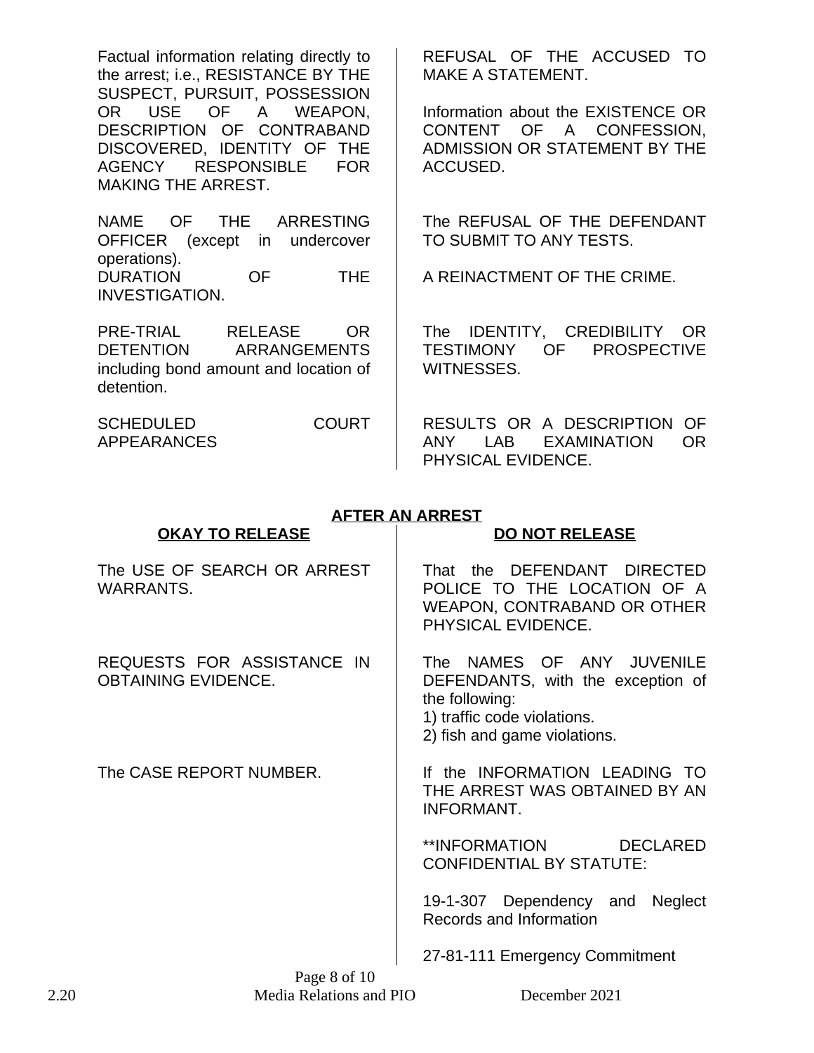| | |
|---|---|
| Factual information relating directly to the arrest; i.e., RESISTANCE BY THE SUSPECT, PURSUIT, POSSESSION OR USE OF A WEAPON, DESCRIPTION OF CONTRABAND DISCOVERED, IDENTITY OF THE AGENCY RESPONSIBLE FOR MAKING THE ARREST. | REFUSAL OF THE ACCUSED TO MAKE A STATEMENT.<br><br>Information about the EXISTENCE OR CONTENT OF A CONFESSION, ADMISSION OR STATEMENT BY THE ACCUSED. |
| NAME OF THE ARRESTING OFFICER (except in undercover operations).<br>DURATION OF THE INVESTIGATION. | The REFUSAL OF THE DEFENDANT TO SUBMIT TO ANY TESTS.<br><br>A REINACTMENT OF THE CRIME. |
| PRE-TRIAL RELEASE OR DETENTION ARRANGEMENTS including bond amount and location of detention. | The IDENTITY, CREDIBILITY OR TESTIMONY OF PROSPECTIVE WITNESSES. |
| SCHEDULED COURT APPEARANCES | RESULTS OR A DESCRIPTION OF ANY LAB EXAMINATION OR PHYSICAL EVIDENCE. |

## AFTER AN ARREST

| OKAY TO RELEASE | DO NOT RELEASE |
|---|---|
| The USE OF SEARCH OR ARREST WARRANTS. | That the DEFENDANT DIRECTED POLICE TO THE LOCATION OF A WEAPON, CONTRABAND OR OTHER PHYSICAL EVIDENCE. |
| REQUESTS FOR ASSISTANCE IN OBTAINING EVIDENCE. | The NAMES OF ANY JUVENILE DEFENDANTS, with the exception of the following:<br>1) traffic code violations.<br>2) fish and game violations. |
| The CASE REPORT NUMBER. | If the INFORMATION LEADING TO THE ARREST WAS OBTAINED BY AN INFORMANT.<br><br>**INFORMATION DECLARED CONFIDENTIAL BY STATUTE:<br><br>19-1-307 Dependency and Neglect Records and Information<br><br>27-81-111 Emergency Commitment |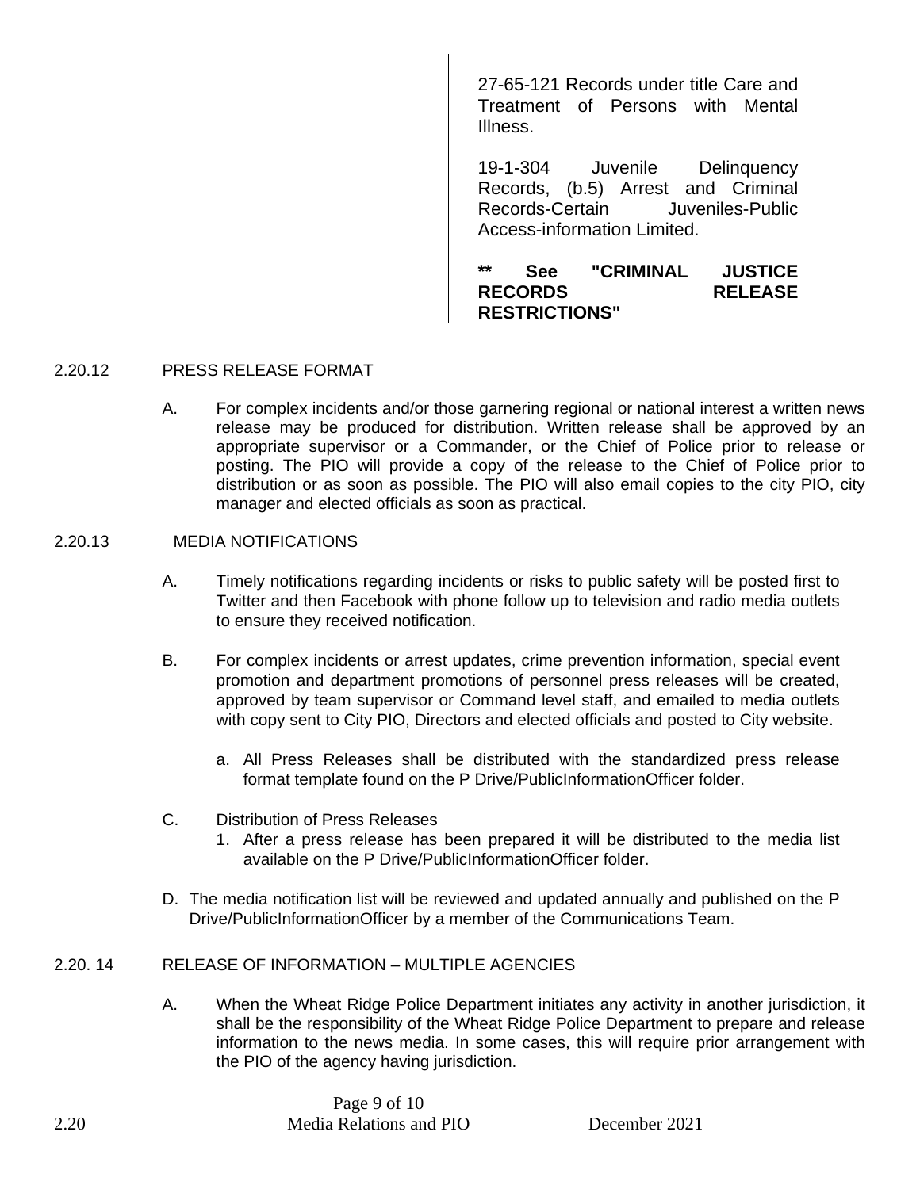27-65-121 Records under title Care and Treatment of Persons with Mental Illness.

19-1-304 Juvenile Delinquency Records, (b.5) Arrest and Criminal Records-Certain Juveniles-Public Access-information Limited.

**** See "CRIMINAL JUSTICE RECORDS RELEASE RESTRICTIONS"**

2.20.12 PRESS RELEASE FORMAT

A. For complex incidents and/or those garnering regional or national interest a written news release may be produced for distribution. Written release shall be approved by an appropriate supervisor or a Commander, or the Chief of Police prior to release or posting. The PIO will provide a copy of the release to the Chief of Police prior to distribution or as soon as possible. The PIO will also email copies to the city PIO, city manager and elected officials as soon as practical.

2.20.13 MEDIA NOTIFICATIONS

A. Timely notifications regarding incidents or risks to public safety will be posted first to Twitter and then Facebook with phone follow up to television and radio media outlets to ensure they received notification.

B. For complex incidents or arrest updates, crime prevention information, special event promotion and department promotions of personnel press releases will be created, approved by team supervisor or Command level staff, and emailed to media outlets with copy sent to City PIO, Directors and elected officials and posted to City website.

   a. All Press Releases shall be distributed with the standardized press release format template found on the P Drive/PublicInformationOfficer folder.

C. Distribution of Press Releases
   1. After a press release has been prepared it will be distributed to the media list available on the P Drive/PublicInformationOfficer folder.

D. The media notification list will be reviewed and updated annually and published on the P Drive/PublicInformationOfficer by a member of the Communications Team.

2.20. 14 RELEASE OF INFORMATION – MULTIPLE AGENCIES

A. When the Wheat Ridge Police Department initiates any activity in another jurisdiction, it shall be the responsibility of the Wheat Ridge Police Department to prepare and release information to the news media. In some cases, this will require prior arrangement with the PIO of the agency having jurisdiction.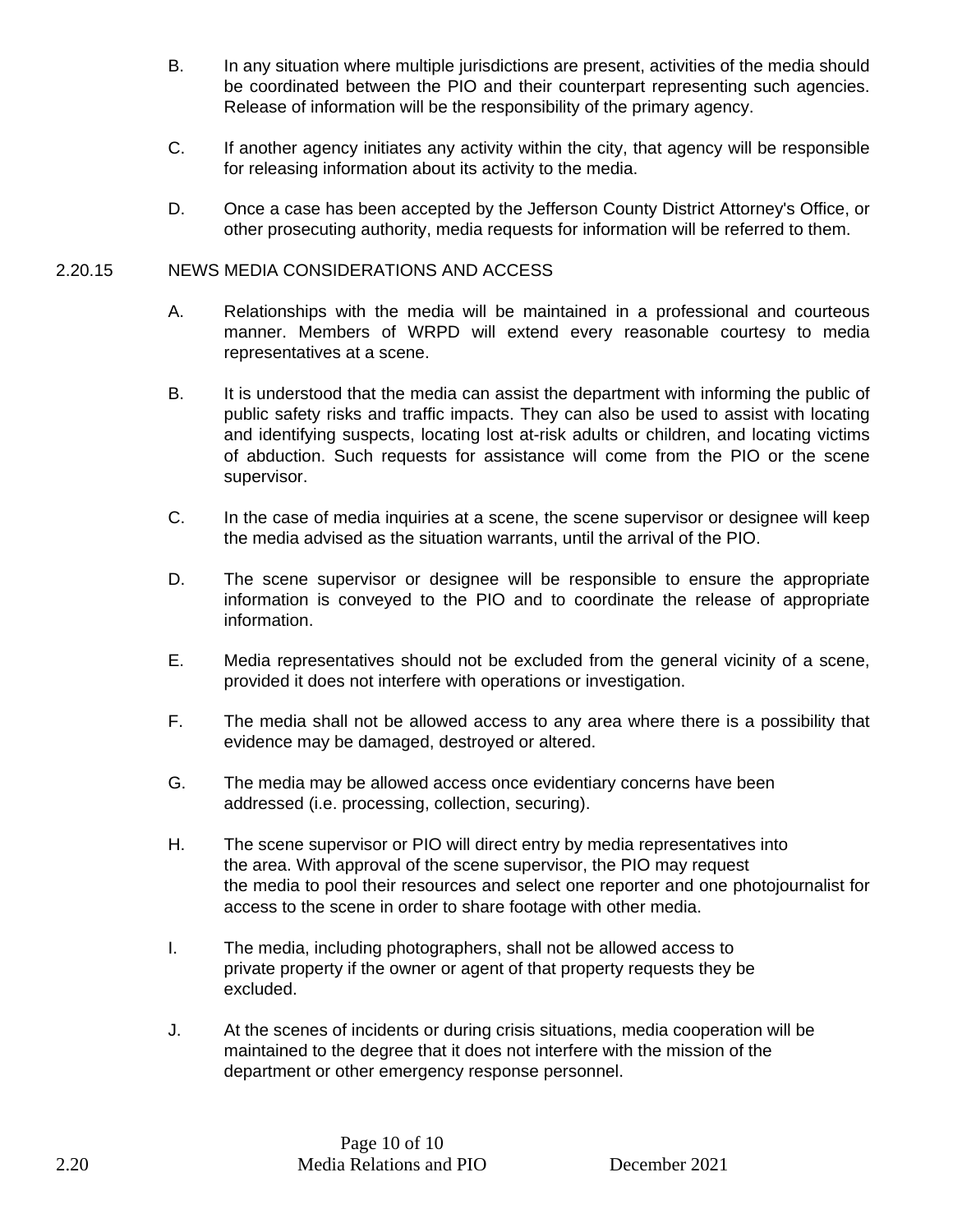B. In any situation where multiple jurisdictions are present, activities of the media should be coordinated between the PIO and their counterpart representing such agencies. Release of information will be the responsibility of the primary agency.

C. If another agency initiates any activity within the city, that agency will be responsible for releasing information about its activity to the media.

D. Once a case has been accepted by the Jefferson County District Attorney's Office, or other prosecuting authority, media requests for information will be referred to them.

## 2.20.15 NEWS MEDIA CONSIDERATIONS AND ACCESS

A. Relationships with the media will be maintained in a professional and courteous manner. Members of WRPD will extend every reasonable courtesy to media representatives at a scene.

B. It is understood that the media can assist the department with informing the public of public safety risks and traffic impacts. They can also be used to assist with locating and identifying suspects, locating lost at-risk adults or children, and locating victims of abduction. Such requests for assistance will come from the PIO or the scene supervisor.

C. In the case of media inquiries at a scene, the scene supervisor or designee will keep the media advised as the situation warrants, until the arrival of the PIO.

D. The scene supervisor or designee will be responsible to ensure the appropriate information is conveyed to the PIO and to coordinate the release of appropriate information.

E. Media representatives should not be excluded from the general vicinity of a scene, provided it does not interfere with operations or investigation.

F. The media shall not be allowed access to any area where there is a possibility that evidence may be damaged, destroyed or altered.

G. The media may be allowed access once evidentiary concerns have been addressed (i.e. processing, collection, securing).

H. The scene supervisor or PIO will direct entry by media representatives into the area. With approval of the scene supervisor, the PIO may request the media to pool their resources and select one reporter and one photojournalist for access to the scene in order to share footage with other media.

I. The media, including photographers, shall not be allowed access to private property if the owner or agent of that property requests they be excluded.

J. At the scenes of incidents or during crisis situations, media cooperation will be maintained to the degree that it does not interfere with the mission of the department or other emergency response personnel.